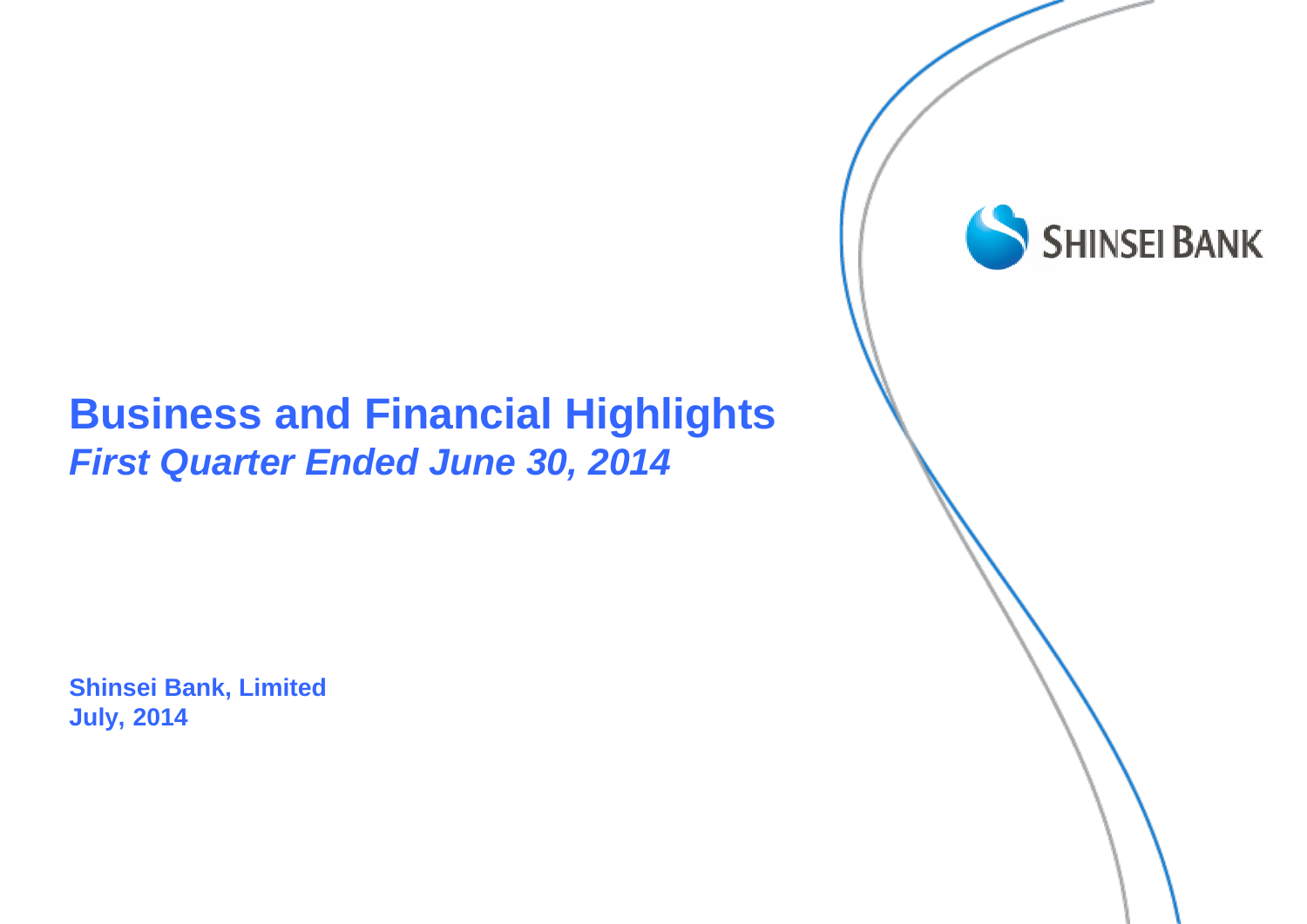SHINSEI BANK

# Business and Financial Highlights

## *First Quarter Ended June 30, 2014*

**Shinsei Bank, Limited**
**July, 2014**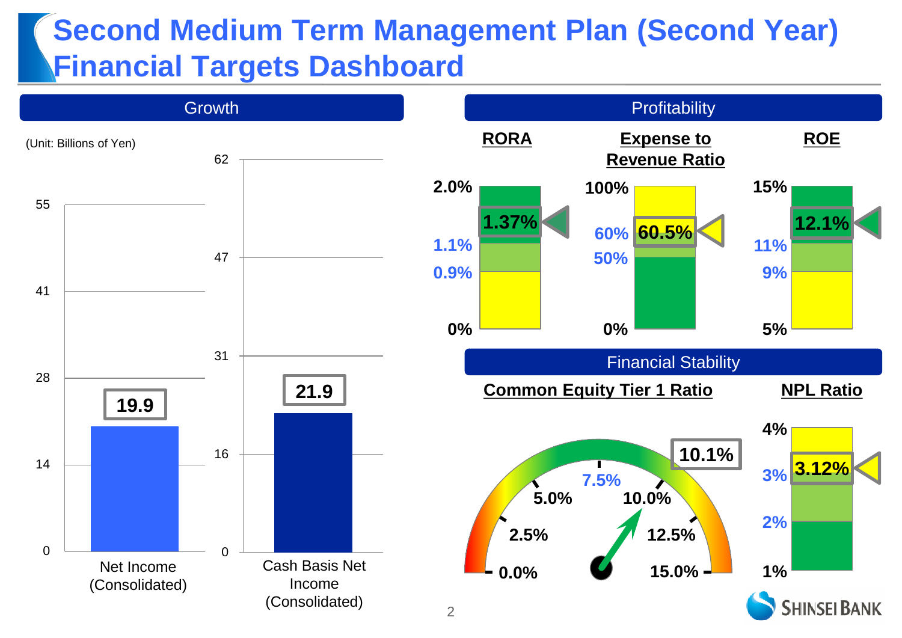# Second Medium Term Management Plan (Second Year) Financial Targets Dashboard

## Growth

(Unit: Billions of Yen)

| | Net Income (Consolidated) | Cash Basis Net Income (Consolidated) |
|---|---|---|
| Result | 19.9 | 21.9 |

Net Income (Consolidated) axis: 0, 14, 28, 41, 55

Cash Basis Net Income (Consolidated) axis: 0, 16, 31, 47, 62

## Profitability

**RORA**

- Scale: 0% – 2.0%; thresholds: 0.9%, 1.1%
- Result: 1.37%

**Expense to Revenue Ratio**

- Scale: 0% – 100%; thresholds: 50%, 60%
- Result: 60.5%

**ROE**

- Scale: 5% – 15%; thresholds: 9%, 11%
- Result: 12.1%

## Financial Stability

**Common Equity Tier 1 Ratio**

- Gauge: 0.0%, 2.5%, 5.0%, 7.5%, 10.0%, 12.5%, 15.0%
- Result: 10.1%

**NPL Ratio**

- Scale: 1% – 4%; thresholds: 2%, 3%
- Result: 3.12%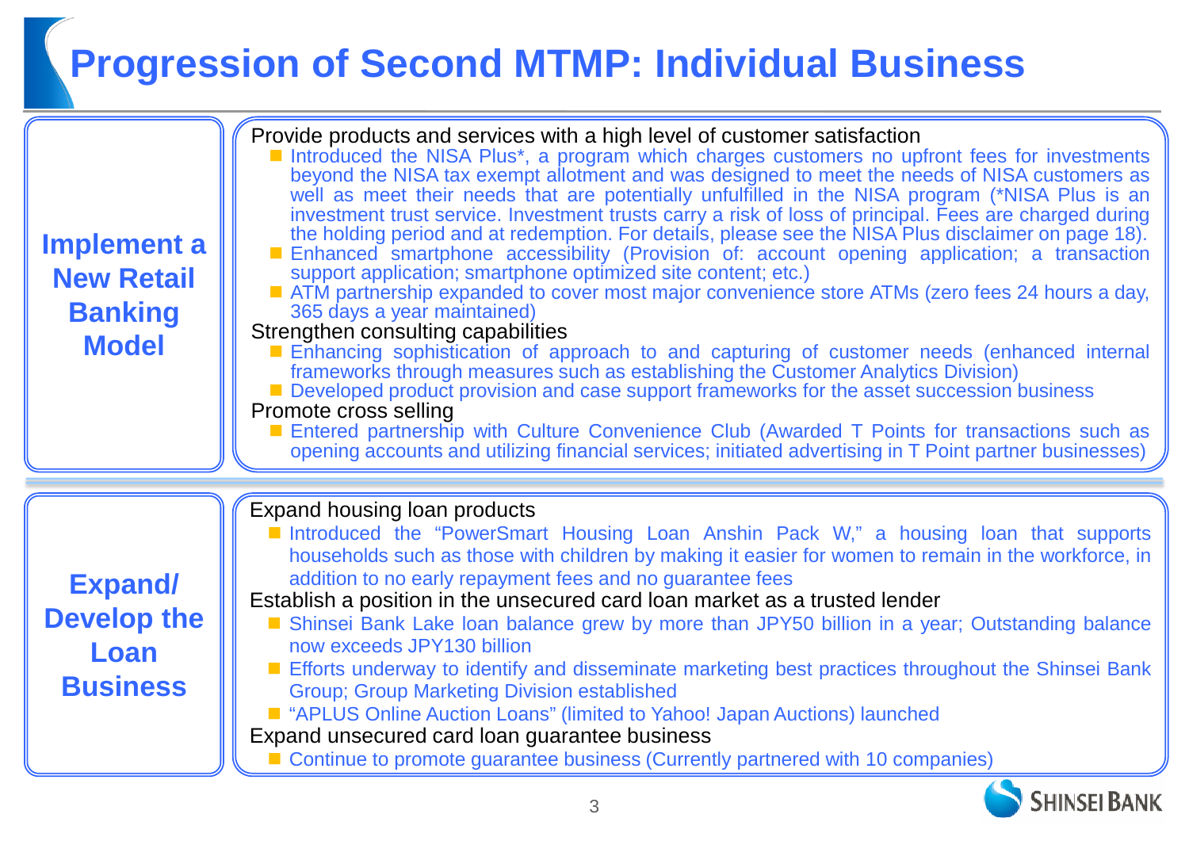# Progression of Second MTMP: Individual Business

## Implement a New Retail Banking Model

Provide products and services with a high level of customer satisfaction

- Introduced the NISA Plus*, a program which charges customers no upfront fees for investments beyond the NISA tax exempt allotment and was designed to meet the needs of NISA customers as well as meet their needs that are potentially unfulfilled in the NISA program (*NISA Plus is an investment trust service. Investment trusts carry a risk of loss of principal. Fees are charged during the holding period and at redemption. For details, please see the NISA Plus disclaimer on page 18).
- Enhanced smartphone accessibility (Provision of: account opening application; a transaction support application; smartphone optimized site content; etc.)
- ATM partnership expanded to cover most major convenience store ATMs (zero fees 24 hours a day, 365 days a year maintained)

Strengthen consulting capabilities

- Enhancing sophistication of approach to and capturing of customer needs (enhanced internal frameworks through measures such as establishing the Customer Analytics Division)
- Developed product provision and case support frameworks for the asset succession business

Promote cross selling

- Entered partnership with Culture Convenience Club (Awarded T Points for transactions such as opening accounts and utilizing financial services; initiated advertising in T Point partner businesses)

## Expand/ Develop the Loan Business

Expand housing loan products

- Introduced the "PowerSmart Housing Loan Anshin Pack W," a housing loan that supports households such as those with children by making it easier for women to remain in the workforce, in addition to no early repayment fees and no guarantee fees

Establish a position in the unsecured card loan market as a trusted lender

- Shinsei Bank Lake loan balance grew by more than JPY50 billion in a year; Outstanding balance now exceeds JPY130 billion
- Efforts underway to identify and disseminate marketing best practices throughout the Shinsei Bank Group; Group Marketing Division established
- "APLUS Online Auction Loans" (limited to Yahoo! Japan Auctions) launched

Expand unsecured card loan guarantee business

- Continue to promote guarantee business (Currently partnered with 10 companies)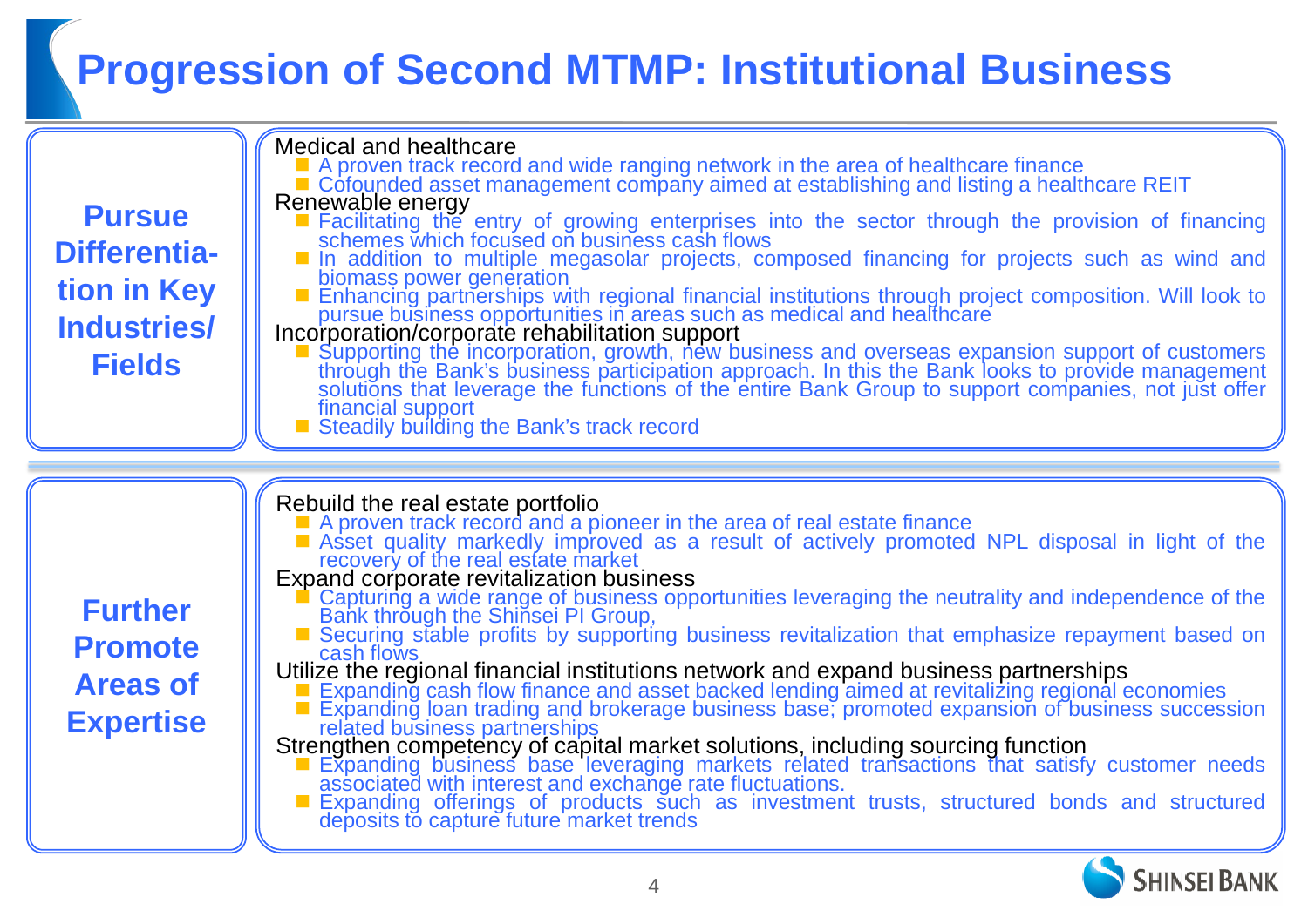# Progression of Second MTMP: Institutional Business

## Pursue Differentiation in Key Industries/ Fields

Medical and healthcare

- A proven track record and wide ranging network in the area of healthcare finance
- Cofounded asset management company aimed at establishing and listing a healthcare REIT

Renewable energy

- Facilitating the entry of growing enterprises into the sector through the provision of financing schemes which focused on business cash flows
- In addition to multiple megasolar projects, composed financing for projects such as wind and biomass power generation
- Enhancing partnerships with regional financial institutions through project composition. Will look to pursue business opportunities in areas such as medical and healthcare

Incorporation/corporate rehabilitation support

- Supporting the incorporation, growth, new business and overseas expansion support of customers through the Bank's business participation approach. In this the Bank looks to provide management solutions that leverage the functions of the entire Bank Group to support companies, not just offer financial support
- Steadily building the Bank's track record

## Further Promote Areas of Expertise

Rebuild the real estate portfolio

- A proven track record and a pioneer in the area of real estate finance
- Asset quality markedly improved as a result of actively promoted NPL disposal in light of the recovery of the real estate market

Expand corporate revitalization business

- Capturing a wide range of business opportunities leveraging the neutrality and independence of the Bank through the Shinsei PI Group,
- Securing stable profits by supporting business revitalization that emphasize repayment based on cash flows

Utilize the regional financial institutions network and expand business partnerships

- Expanding cash flow finance and asset backed lending aimed at revitalizing regional economies
- Expanding loan trading and brokerage business base; promoted expansion of business succession related business partnerships

Strengthen competency of capital market solutions, including sourcing function

- Expanding business base leveraging markets related transactions that satisfy customer needs associated with interest and exchange rate fluctuations.
- Expanding offerings of products such as investment trusts, structured bonds and structured deposits to capture future market trends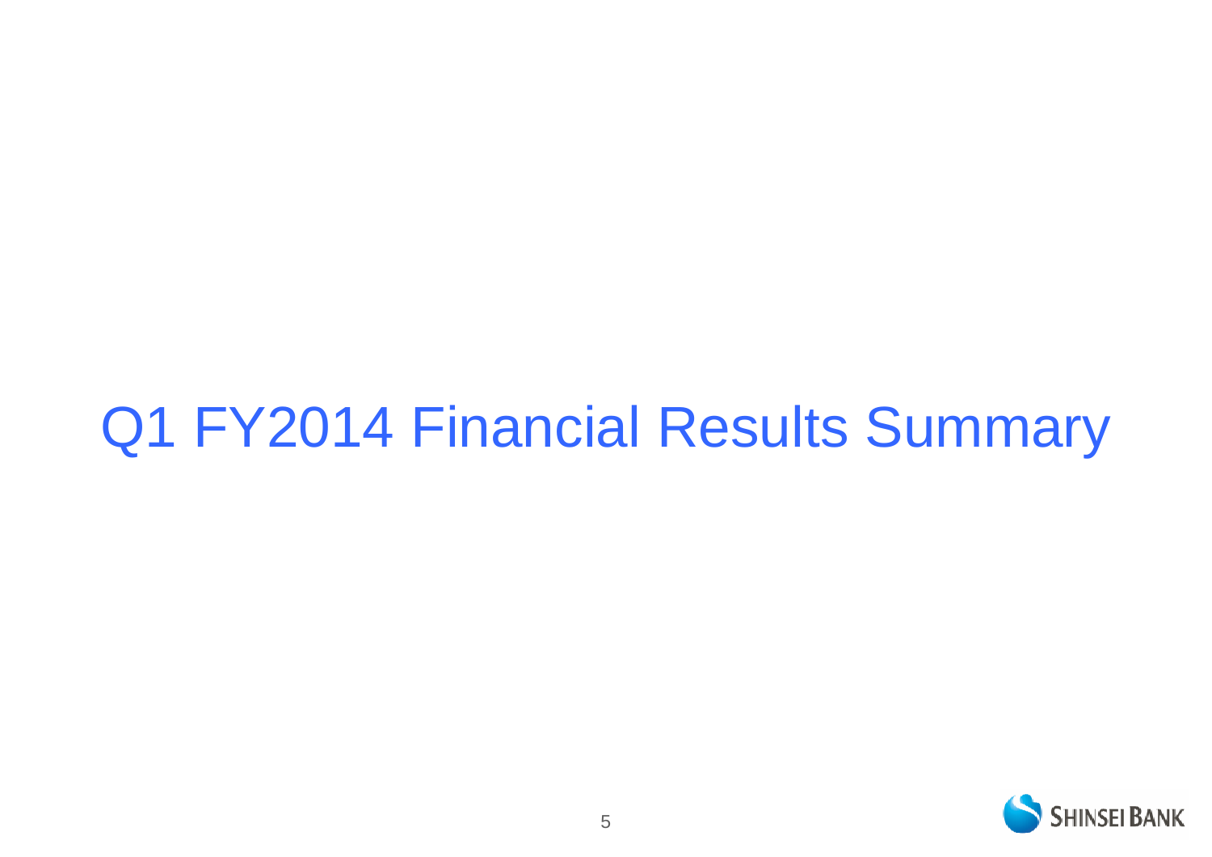# Q1 FY2014 Financial Results Summary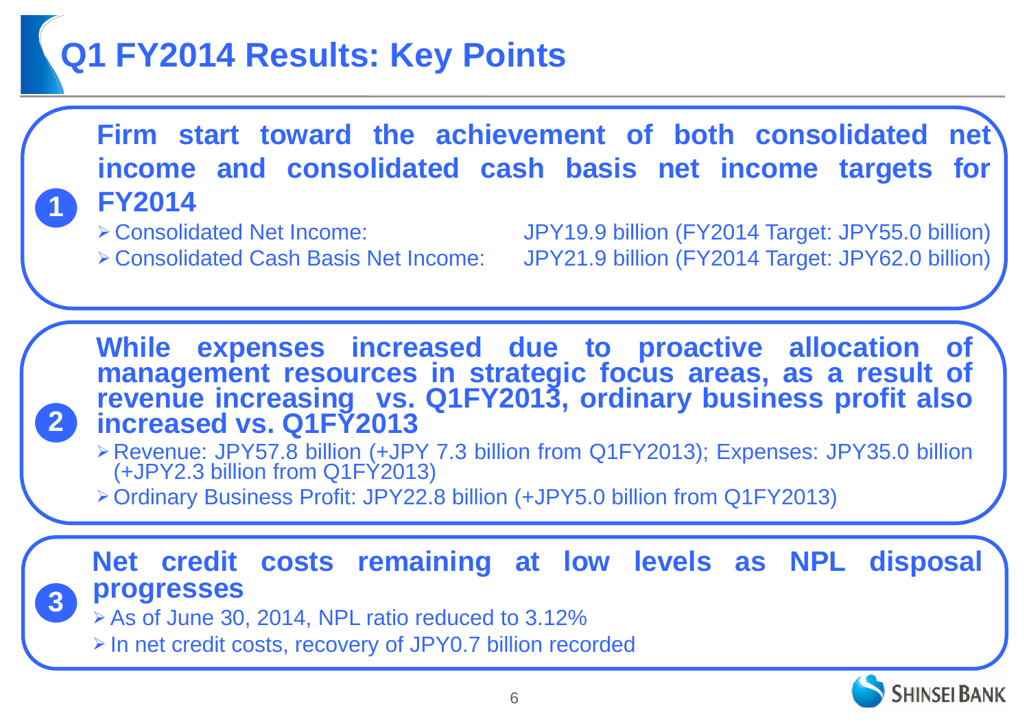# Q1 FY2014 Results: Key Points

**1. Firm start toward the achievement of both consolidated net income and consolidated cash basis net income targets for FY2014**

- Consolidated Net Income: JPY19.9 billion (FY2014 Target: JPY55.0 billion)
- Consolidated Cash Basis Net Income: JPY21.9 billion (FY2014 Target: JPY62.0 billion)

**2. While expenses increased due to proactive allocation of management resources in strategic focus areas, as a result of revenue increasing vs. Q1FY2013, ordinary business profit also increased vs. Q1FY2013**

- Revenue: JPY57.8 billion (+JPY 7.3 billion from Q1FY2013); Expenses: JPY35.0 billion (+JPY2.3 billion from Q1FY2013)
- Ordinary Business Profit: JPY22.8 billion (+JPY5.0 billion from Q1FY2013)

**3. Net credit costs remaining at low levels as NPL disposal progresses**

- As of June 30, 2014, NPL ratio reduced to 3.12%
- In net credit costs, recovery of JPY0.7 billion recorded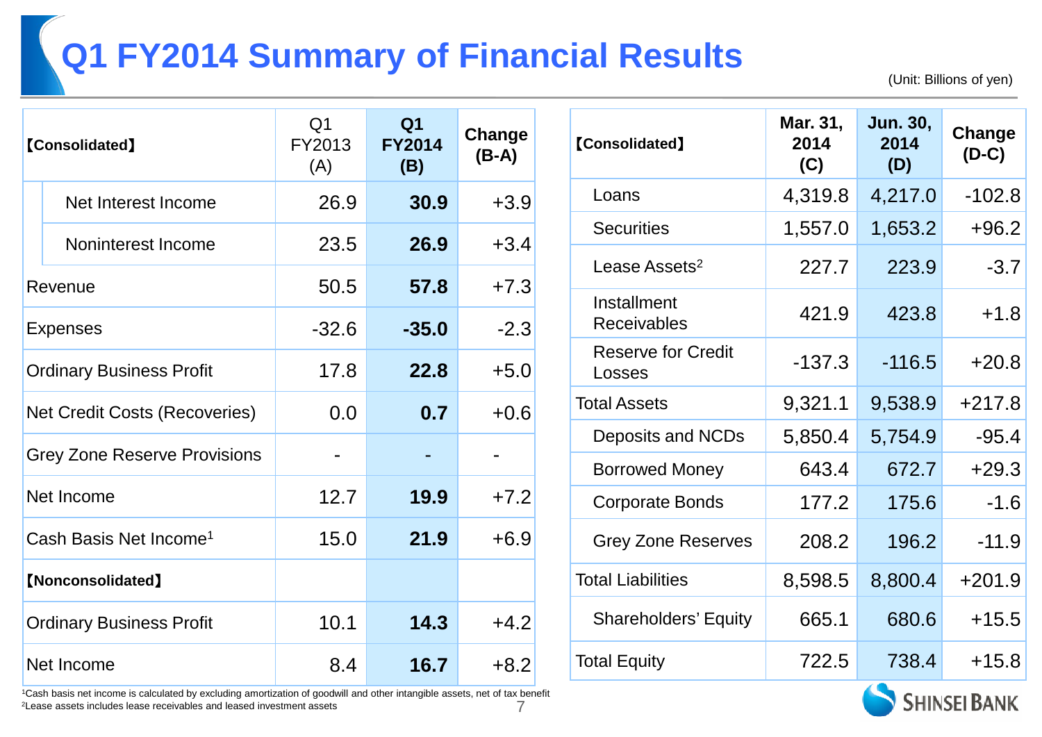# Q1 FY2014 Summary of Financial Results

(Unit: Billions of yen)

| 【Consolidated】 | Q1 FY2013 (A) | **Q1 FY2014 (B)** | **Change (B-A)** |
|---|---|---|---|
| Net Interest Income | 26.9 | **30.9** | +3.9 |
| Noninterest Income | 23.5 | **26.9** | +3.4 |
| Revenue | 50.5 | **57.8** | +7.3 |
| Expenses | -32.6 | **-35.0** | -2.3 |
| Ordinary Business Profit | 17.8 | **22.8** | +5.0 |
| Net Credit Costs (Recoveries) | 0.0 | **0.7** | +0.6 |
| Grey Zone Reserve Provisions | - | **-** | - |
| Net Income | 12.7 | **19.9** | +7.2 |
| Cash Basis Net Income[1] | 15.0 | **21.9** | +6.9 |
| **【Nonconsolidated】** | | | |
| Ordinary Business Profit | 10.1 | **14.3** | +4.2 |
| Net Income | 8.4 | **16.7** | +8.2 |

| 【Consolidated】 | **Mar. 31, 2014 (C)** | **Jun. 30, 2014 (D)** | **Change (D-C)** |
|---|---|---|---|
| Loans | 4,319.8 | 4,217.0 | -102.8 |
| Securities | 1,557.0 | 1,653.2 | +96.2 |
| Lease Assets[2] | 227.7 | 223.9 | -3.7 |
| Installment Receivables | 421.9 | 423.8 | +1.8 |
| Reserve for Credit Losses | -137.3 | -116.5 | +20.8 |
| Total Assets | 9,321.1 | 9,538.9 | +217.8 |
| Deposits and NCDs | 5,850.4 | 5,754.9 | -95.4 |
| Borrowed Money | 643.4 | 672.7 | +29.3 |
| Corporate Bonds | 177.2 | 175.6 | -1.6 |
| Grey Zone Reserves | 208.2 | 196.2 | -11.9 |
| Total Liabilities | 8,598.5 | 8,800.4 | +201.9 |
| Shareholders' Equity | 665.1 | 680.6 | +15.5 |
| Total Equity | 722.5 | 738.4 | +15.8 |

[1]Cash basis net income is calculated by excluding amortization of goodwill and other intangible assets, net of tax benefit

[2]Lease assets includes lease receivables and leased investment assets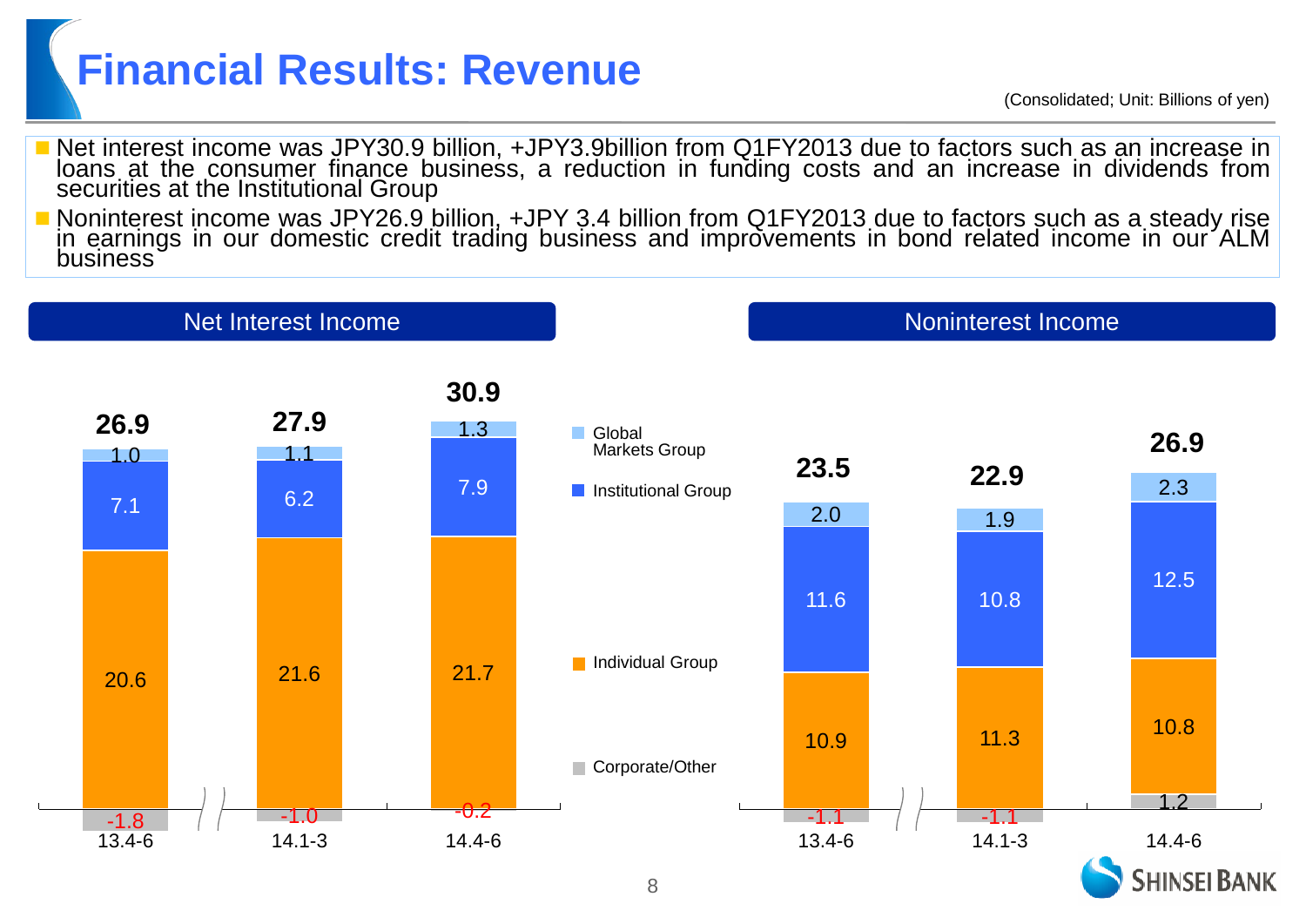# Financial Results: Revenue

(Consolidated; Unit: Billions of yen)

- Net interest income was JPY30.9 billion, +JPY3.9billion from Q1FY2013 due to factors such as an increase in loans at the consumer finance business, a reduction in funding costs and an increase in dividends from securities at the Institutional Group
- Noninterest income was JPY26.9 billion, +JPY 3.4 billion from Q1FY2013 due to factors such as a steady rise in earnings in our domestic credit trading business and improvements in bond related income in our ALM business

## Net Interest Income

| | 13.4-6 | 14.1-3 | 14.4-6 |
|---|---|---|---|
| Global Markets Group | 1.0 | 1.1 | 1.3 |
| Institutional Group | 7.1 | 6.2 | 7.9 |
| Individual Group | 20.6 | 21.6 | 21.7 |
| Corporate/Other | -1.8 | -1.0 | -0.2 |
| Total | 26.9 | 27.9 | 30.9 |

## Noninterest Income

| | 13.4-6 | 14.1-3 | 14.4-6 |
|---|---|---|---|
| Global Markets Group | 2.0 | 1.9 | 2.3 |
| Institutional Group | 11.6 | 10.8 | 12.5 |
| Individual Group | 10.9 | 11.3 | 10.8 |
| Corporate/Other | -1.1 | -1.1 | 1.2 |
| Total | 23.5 | 22.9 | 26.9 |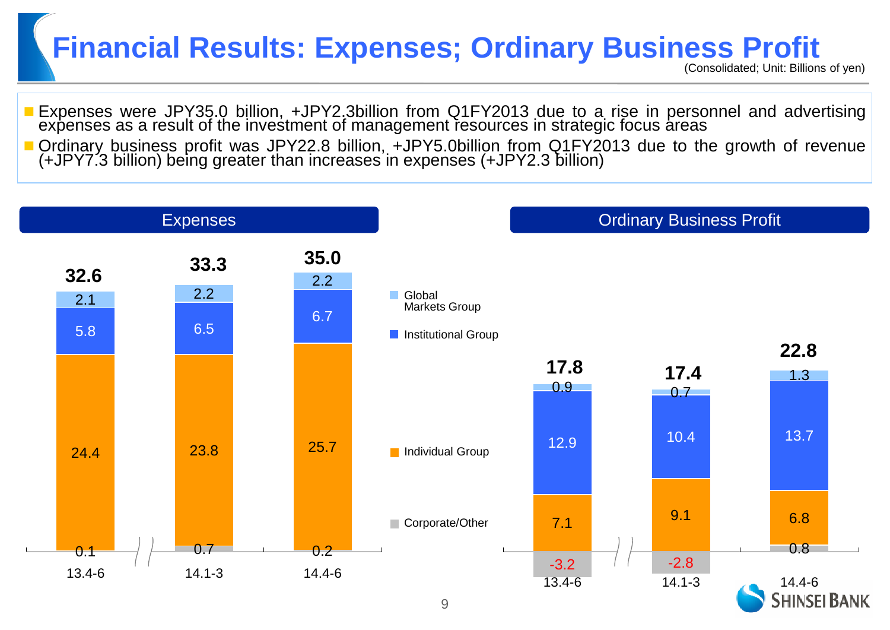# Financial Results: Expenses; Ordinary Business Profit

(Consolidated; Unit: Billions of yen)

- Expenses were JPY35.0 billion, +JPY2.3billion from Q1FY2013 due to a rise in personnel and advertising expenses as a result of the investment of management resources in strategic focus areas
- Ordinary business profit was JPY22.8 billion, +JPY5.0billion from Q1FY2013 due to the growth of revenue (+JPY7.3 billion) being greater than increases in expenses (+JPY2.3 billion)

## Expenses

| | 13.4-6 | 14.1-3 | 14.4-6 |
|---|---|---|---|
| Global Markets Group | 2.1 | 2.2 | 2.2 |
| Institutional Group | 5.8 | 6.5 | 6.7 |
| Individual Group | 24.4 | 23.8 | 25.7 |
| Corporate/Other | 0.1 | 0.7 | 0.2 |
| **Total** | **32.6** | **33.3** | **35.0** |

## Ordinary Business Profit

| | 13.4-6 | 14.1-3 | 14.4-6 |
|---|---|---|---|
| Global Markets Group | 0.9 | 0.7 | 1.3 |
| Institutional Group | 12.9 | 10.4 | 13.7 |
| Individual Group | 7.1 | 9.1 | 6.8 |
| Corporate/Other | -3.2 | -2.8 | 0.8 |
| **Total** | **17.8** | **17.4** | **22.8** |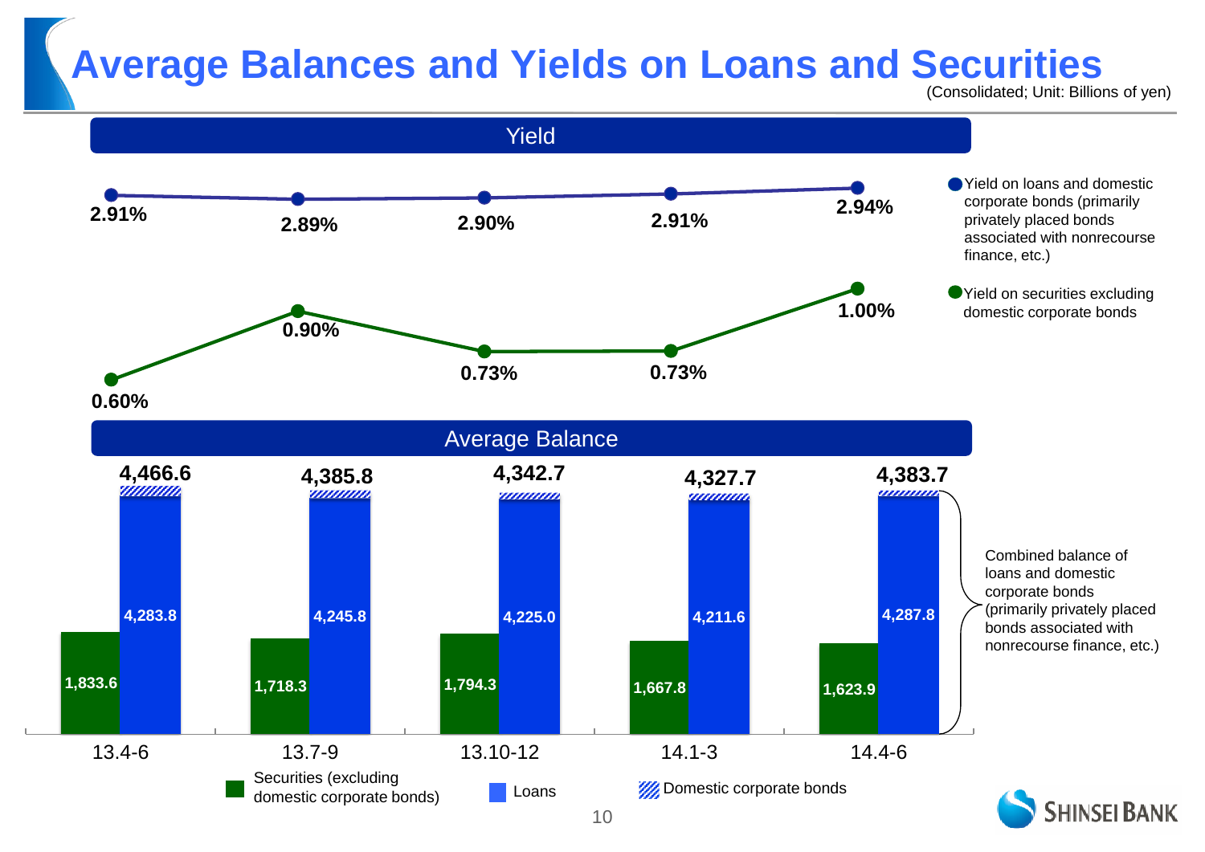# Average Balances and Yields on Loans and Securities

(Consolidated; Unit: Billions of yen)

## Yield

| | 13.4-6 | 13.7-9 | 13.10-12 | 14.1-3 | 14.4-6 |
|---|---|---|---|---|---|
| Yield on loans and domestic corporate bonds (primarily privately placed bonds associated with nonrecourse finance, etc.) | 2.91% | 2.89% | 2.90% | 2.91% | 2.94% |
| Yield on securities excluding domestic corporate bonds | 0.60% | 0.90% | 0.73% | 0.73% | 1.00% |

## Average Balance

| | 13.4-6 | 13.7-9 | 13.10-12 | 14.1-3 | 14.4-6 |
|---|---|---|---|---|---|
| Securities (excluding domestic corporate bonds) | 1,833.6 | 1,718.3 | 1,794.3 | 1,667.8 | 1,623.9 |
| Loans | 4,283.8 | 4,245.8 | 4,225.0 | 4,211.6 | 4,287.8 |
| Combined balance of loans and domestic corporate bonds (primarily privately placed bonds associated with nonrecourse finance, etc.) | 4,466.6 | 4,385.8 | 4,342.7 | 4,327.7 | 4,383.7 |

Legend: Securities (excluding domestic corporate bonds); Loans; Domestic corporate bonds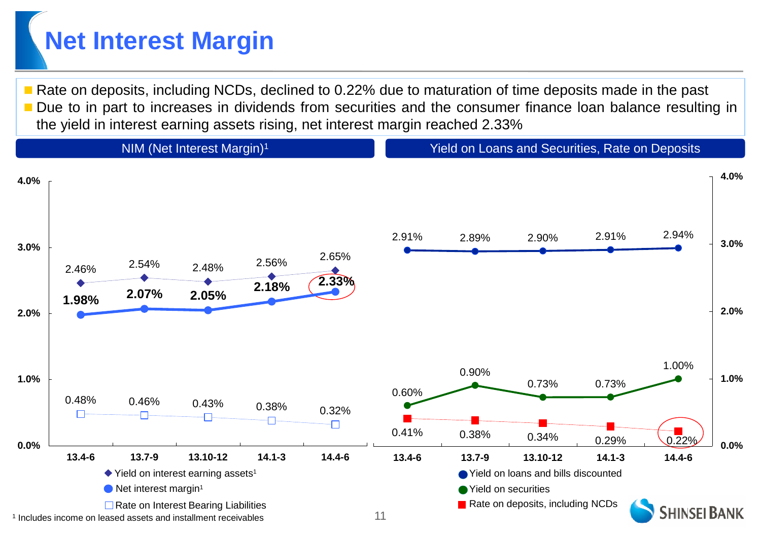# Net Interest Margin

- Rate on deposits, including NCDs, declined to 0.22% due to maturation of time deposits made in the past
- Due to in part to increases in dividends from securities and the consumer finance loan balance resulting in the yield in interest earning assets rising, net interest margin reached 2.33%

## NIM (Net Interest Margin)[1]

| | 13.4-6 | 13.7-9 | 13.10-12 | 14.1-3 | 14.4-6 |
|---|---|---|---|---|---|
| Yield on interest earning assets[1] | 2.46% | 2.54% | 2.48% | 2.56% | 2.65% |
| Net interest margin[1] | **1.98%** | **2.07%** | **2.05%** | **2.18%** | **2.33%** |
| Rate on Interest Bearing Liabilities | 0.48% | 0.46% | 0.43% | 0.38% | 0.32% |

## Yield on Loans and Securities, Rate on Deposits

| | 13.4-6 | 13.7-9 | 13.10-12 | 14.1-3 | 14.4-6 |
|---|---|---|---|---|---|
| Yield on loans and bills discounted | 2.91% | 2.89% | 2.90% | 2.91% | 2.94% |
| Yield on securities | 0.60% | 0.90% | 0.73% | 0.73% | 1.00% |
| Rate on deposits, including NCDs | 0.41% | 0.38% | 0.34% | 0.29% | 0.22% |

[1] Includes income on leased assets and installment receivables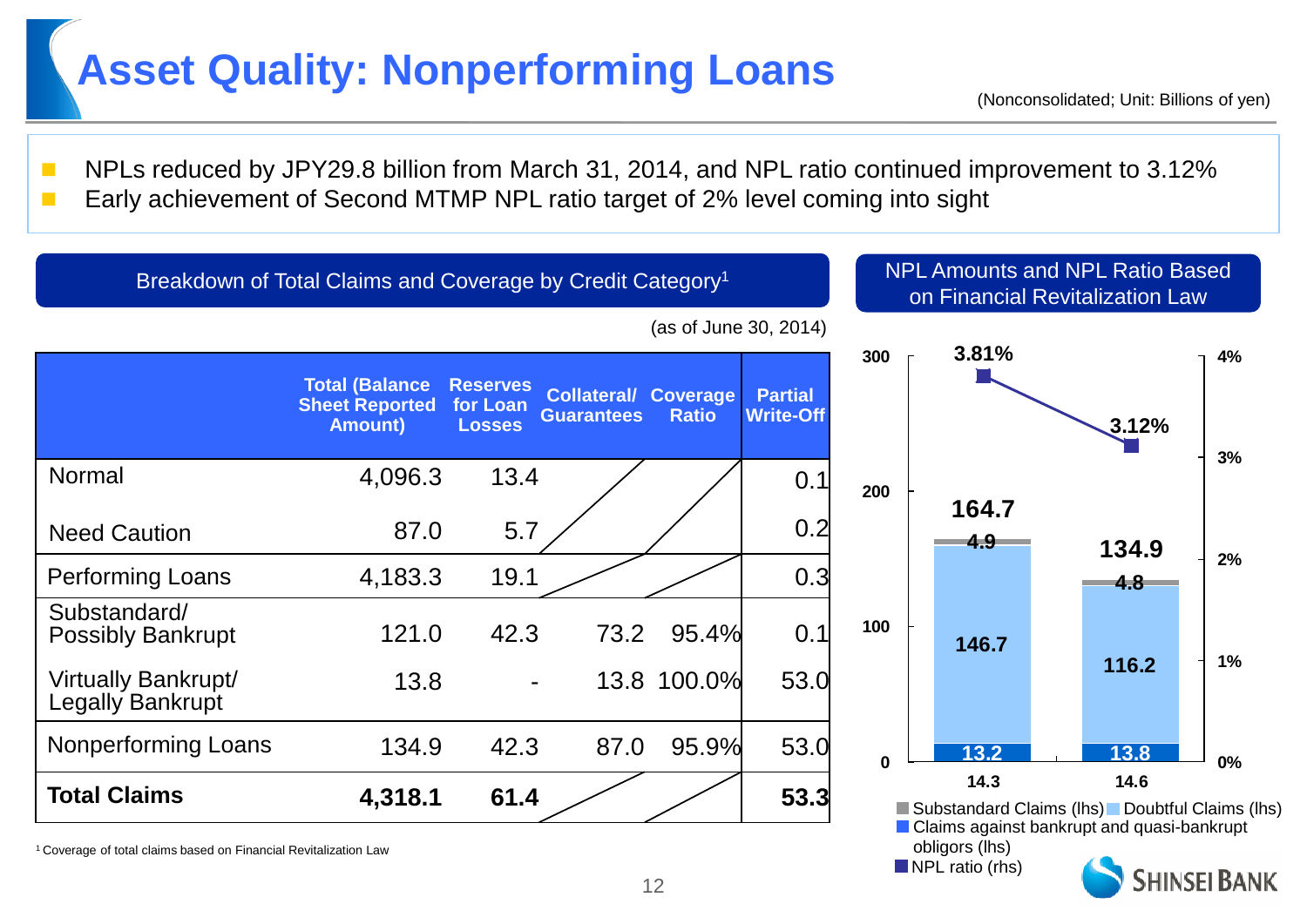# Asset Quality: Nonperforming Loans

(Nonconsolidated; Unit: Billions of yen)

- NPLs reduced by JPY29.8 billion from March 31, 2014, and NPL ratio continued improvement to 3.12%
- Early achievement of Second MTMP NPL ratio target of 2% level coming into sight

## Breakdown of Total Claims and Coverage by Credit Category[1]

(as of June 30, 2014)

| | Total (Balance Sheet Reported Amount) | Reserves for Loan Losses | Collateral/ Guarantees | Coverage Ratio | Partial Write-Off |
|---|---|---|---|---|---|
| Normal | 4,096.3 | 13.4 | | | 0.1 |
| Need Caution | 87.0 | 5.7 | | | 0.2 |
| Performing Loans | 4,183.3 | 19.1 | | | 0.3 |
| Substandard/ Possibly Bankrupt | 121.0 | 42.3 | 73.2 | 95.4% | 0.1 |
| Virtually Bankrupt/ Legally Bankrupt | 13.8 | - | 13.8 | 100.0% | 53.0 |
| Nonperforming Loans | 134.9 | 42.3 | 87.0 | 95.9% | 53.0 |
| **Total Claims** | **4,318.1** | **61.4** | | | **53.3** |

[1] Coverage of total claims based on Financial Revitalization Law

## NPL Amounts and NPL Ratio Based on Financial Revitalization Law

| | 14.3 | 14.6 |
|---|---|---|
| Substandard Claims (lhs) | 4.9 | 4.8 |
| Doubtful Claims (lhs) | 146.7 | 116.2 |
| Claims against bankrupt and quasi-bankrupt obligors (lhs) | 13.2 | 13.8 |
| Total | 164.7 | 134.9 |
| NPL ratio (rhs) | 3.81% | 3.12% |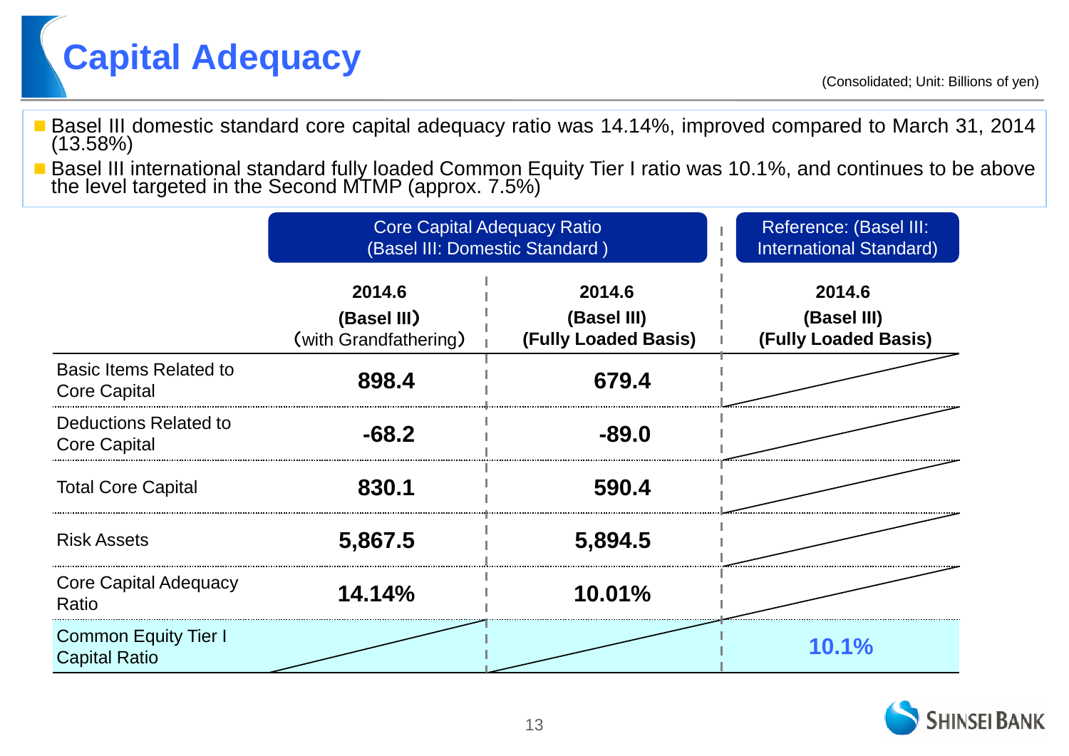# Capital Adequacy

(Consolidated; Unit: Billions of yen)

- Basel III domestic standard core capital adequacy ratio was 14.14%, improved compared to March 31, 2014 (13.58%)
- Basel III international standard fully loaded Common Equity Tier I ratio was 10.1%, and continues to be above the level targeted in the Second MTMP (approx. 7.5%)

| | Core Capital Adequacy Ratio (Basel III: Domestic Standard ) | | Reference: (Basel III: International Standard) |
|---|---|---|---|
| | **2014.6 (Basel III)** (with Grandfathering) | **2014.6 (Basel III) (Fully Loaded Basis)** | **2014.6 (Basel III) (Fully Loaded Basis)** |
| Basic Items Related to Core Capital | **898.4** | **679.4** | |
| Deductions Related to Core Capital | **-68.2** | **-89.0** | |
| Total Core Capital | **830.1** | **590.4** | |
| Risk Assets | **5,867.5** | **5,894.5** | |
| Core Capital Adequacy Ratio | **14.14%** | **10.01%** | |
| Common Equity Tier I Capital Ratio | | | **10.1%** |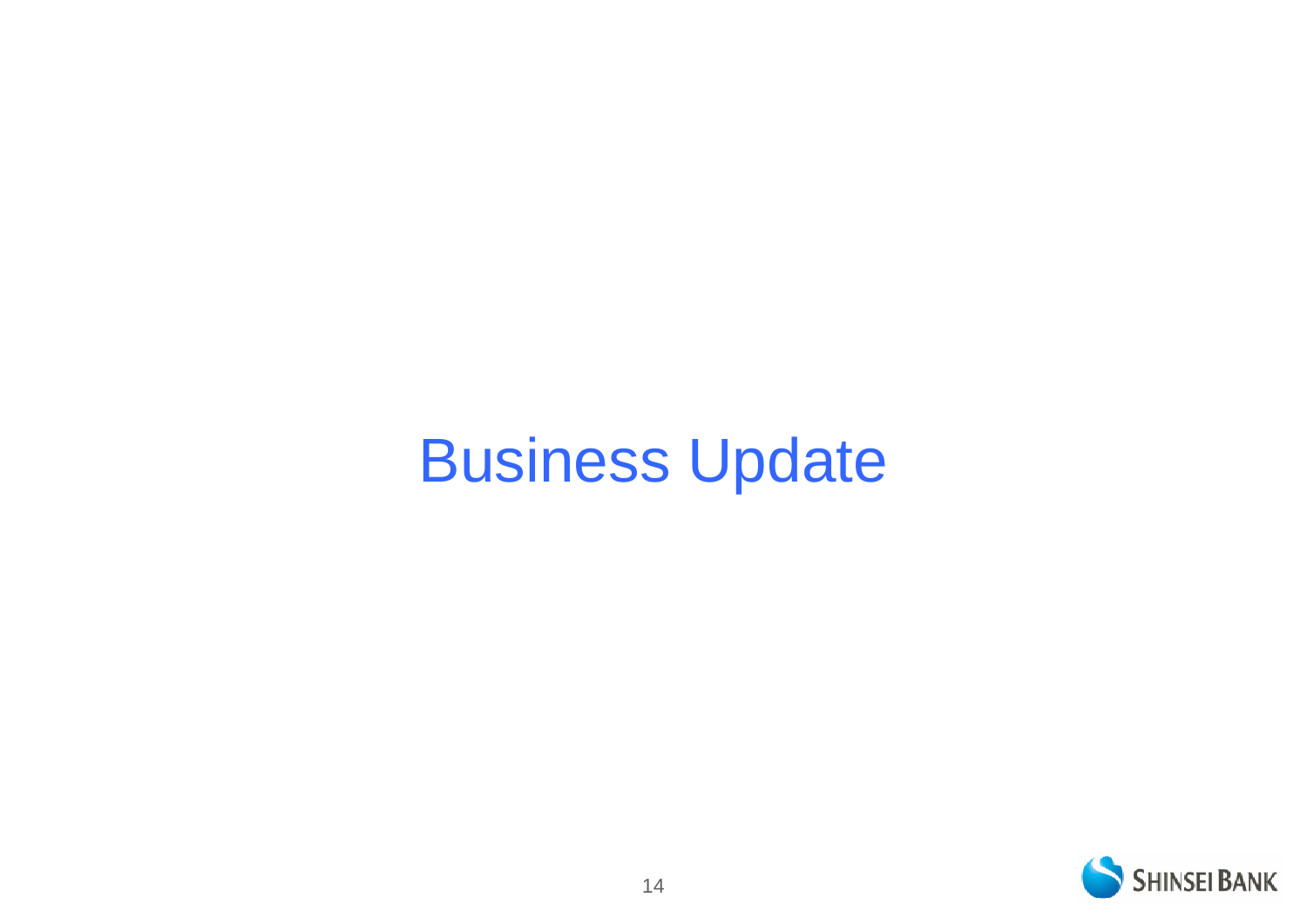# Business Update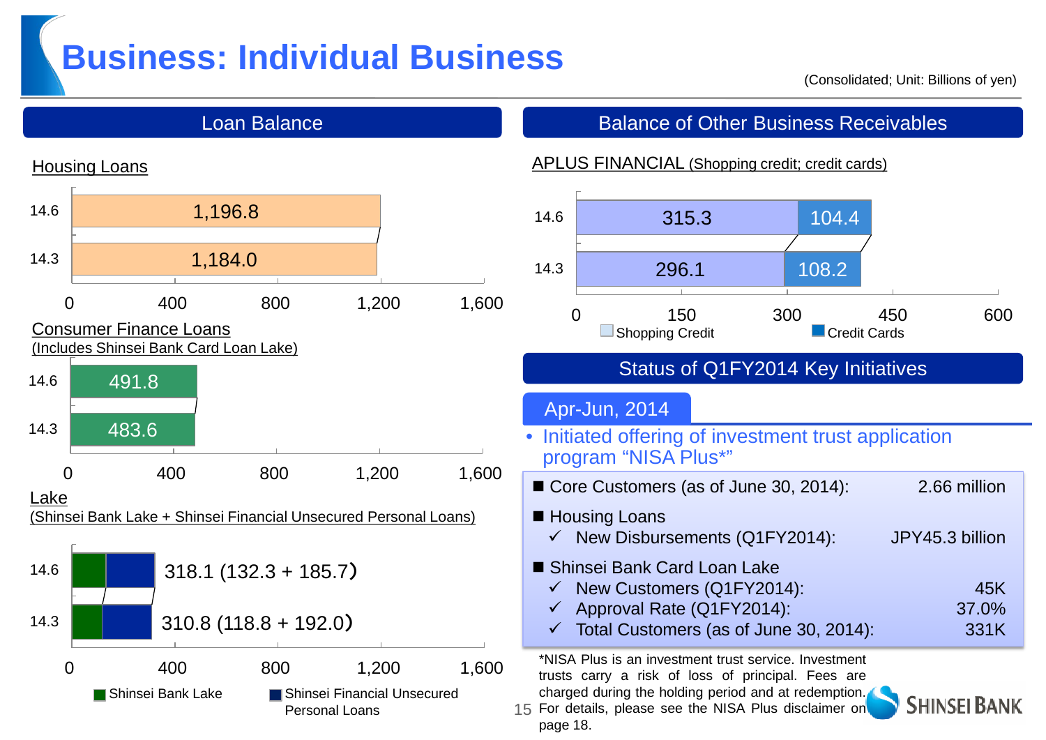# Business: Individual Business

(Consolidated; Unit: Billions of yen)

## Loan Balance

### Housing Loans

| | Housing Loans |
|---|---|
| 14.6 | 1,196.8 |
| 14.3 | 1,184.0 |

### Consumer Finance Loans
(Includes Shinsei Bank Card Loan Lake)

| | Consumer Finance Loans |
|---|---|
| 14.6 | 491.8 |
| 14.3 | 483.6 |

### Lake
(Shinsei Bank Lake + Shinsei Financial Unsecured Personal Loans)

| | Total | Shinsei Bank Lake | Shinsei Financial Unsecured Personal Loans |
|---|---|---|---|
| 14.6 | 318.1 | 132.3 | 185.7 |
| 14.3 | 310.8 | 118.8 | 192.0 |

## Balance of Other Business Receivables

### APLUS FINANCIAL (Shopping credit; credit cards)

| | Shopping Credit | Credit Cards |
|---|---|---|
| 14.6 | 315.3 | 104.4 |
| 14.3 | 296.1 | 108.2 |

## Status of Q1FY2014 Key Initiatives

### Apr-Jun, 2014

- Initiated offering of investment trust application program "NISA Plus*"

- **Core Customers (as of June 30, 2014):** 2.66 million
- **Housing Loans**
  - ✓ New Disbursements (Q1FY2014): JPY45.3 billion
- **Shinsei Bank Card Loan Lake**
  - ✓ New Customers (Q1FY2014): 45K
  - ✓ Approval Rate (Q1FY2014): 37.0%
  - ✓ Total Customers (as of June 30, 2014): 331K

*NISA Plus is an investment trust service. Investment trusts carry a risk of loss of principal. Fees are charged during the holding period and at redemption. For details, please see the NISA Plus disclaimer on page 18.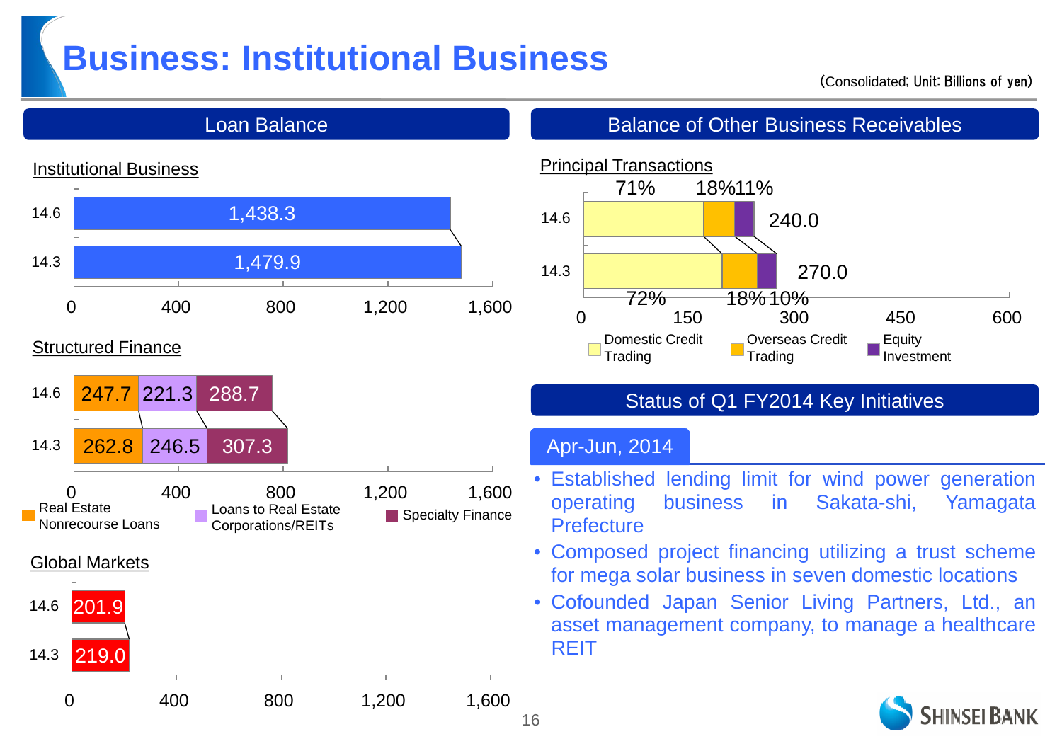# Business: Institutional Business

(Consolidated; Unit: Billions of yen)

## Loan Balance

### Institutional Business

| | Loan Balance |
|---|---|
| 14.6 | 1,438.3 |
| 14.3 | 1,479.9 |

### Structured Finance

| | Real Estate Nonrecourse Loans | Loans to Real Estate Corporations/REITs | Specialty Finance |
|---|---|---|---|
| 14.6 | 247.7 | 221.3 | 288.7 |
| 14.3 | 262.8 | 246.5 | 307.3 |

### Global Markets

| | Loan Balance |
|---|---|
| 14.6 | 201.9 |
| 14.3 | 219.0 |

## Balance of Other Business Receivables

### Principal Transactions

| | Domestic Credit Trading | Overseas Credit Trading | Equity Investment | Total |
|---|---|---|---|---|
| 14.6 | 71% | 18% | 11% | 240.0 |
| 14.3 | 72% | 18% | 10% | 270.0 |

## Status of Q1 FY2014 Key Initiatives

### Apr-Jun, 2014

- Established lending limit for wind power generation operating business in Sakata-shi, Yamagata Prefecture
- Composed project financing utilizing a trust scheme for mega solar business in seven domestic locations
- Cofounded Japan Senior Living Partners, Ltd., an asset management company, to manage a healthcare REIT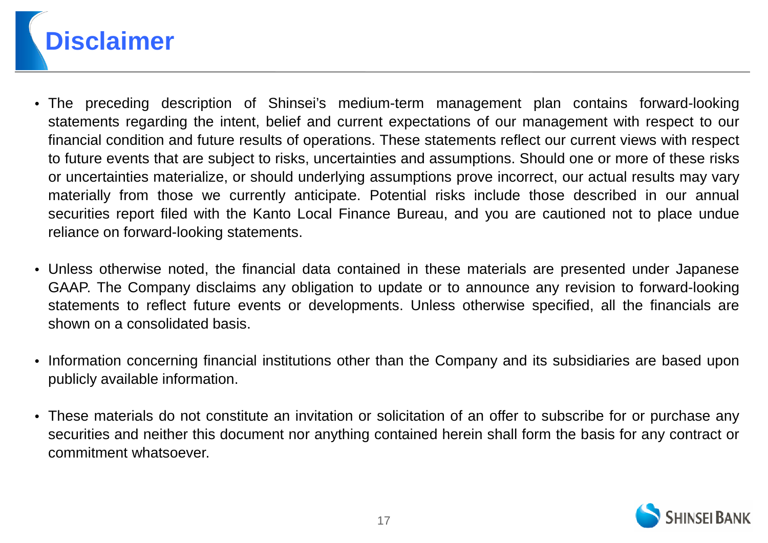# Disclaimer

- The preceding description of Shinsei's medium-term management plan contains forward-looking statements regarding the intent, belief and current expectations of our management with respect to our financial condition and future results of operations. These statements reflect our current views with respect to future events that are subject to risks, uncertainties and assumptions. Should one or more of these risks or uncertainties materialize, or should underlying assumptions prove incorrect, our actual results may vary materially from those we currently anticipate. Potential risks include those described in our annual securities report filed with the Kanto Local Finance Bureau, and you are cautioned not to place undue reliance on forward-looking statements.

- Unless otherwise noted, the financial data contained in these materials are presented under Japanese GAAP. The Company disclaims any obligation to update or to announce any revision to forward-looking statements to reflect future events or developments. Unless otherwise specified, all the financials are shown on a consolidated basis.

- Information concerning financial institutions other than the Company and its subsidiaries are based upon publicly available information.

- These materials do not constitute an invitation or solicitation of an offer to subscribe for or purchase any securities and neither this document nor anything contained herein shall form the basis for any contract or commitment whatsoever.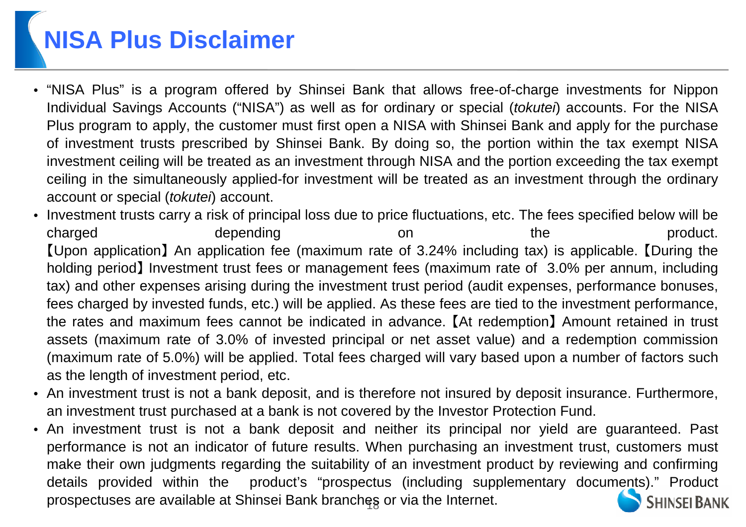# NISA Plus Disclaimer

- "NISA Plus" is a program offered by Shinsei Bank that allows free-of-charge investments for Nippon Individual Savings Accounts ("NISA") as well as for ordinary or special (*tokutei*) accounts. For the NISA Plus program to apply, the customer must first open a NISA with Shinsei Bank and apply for the purchase of investment trusts prescribed by Shinsei Bank. By doing so, the portion within the tax exempt NISA investment ceiling will be treated as an investment through NISA and the portion exceeding the tax exempt ceiling in the simultaneously applied-for investment will be treated as an investment through the ordinary account or special (*tokutei*) account.
- Investment trusts carry a risk of principal loss due to price fluctuations, etc. The fees specified below will be charged depending on the product. 【Upon application】An application fee (maximum rate of 3.24% including tax) is applicable.【During the holding period】Investment trust fees or management fees (maximum rate of 3.0% per annum, including tax) and other expenses arising during the investment trust period (audit expenses, performance bonuses, fees charged by invested funds, etc.) will be applied. As these fees are tied to the investment performance, the rates and maximum fees cannot be indicated in advance.【At redemption】Amount retained in trust assets (maximum rate of 3.0% of invested principal or net asset value) and a redemption commission (maximum rate of 5.0%) will be applied. Total fees charged will vary based upon a number of factors such as the length of investment period, etc.
- An investment trust is not a bank deposit, and is therefore not insured by deposit insurance. Furthermore, an investment trust purchased at a bank is not covered by the Investor Protection Fund.
- An investment trust is not a bank deposit and neither its principal nor yield are guaranteed. Past performance is not an indicator of future results. When purchasing an investment trust, customers must make their own judgments regarding the suitability of an investment product by reviewing and confirming details provided within the product's "prospectus (including supplementary documents)." Product prospectuses are available at Shinsei Bank branches or via the Internet.

SHINSEI BANK